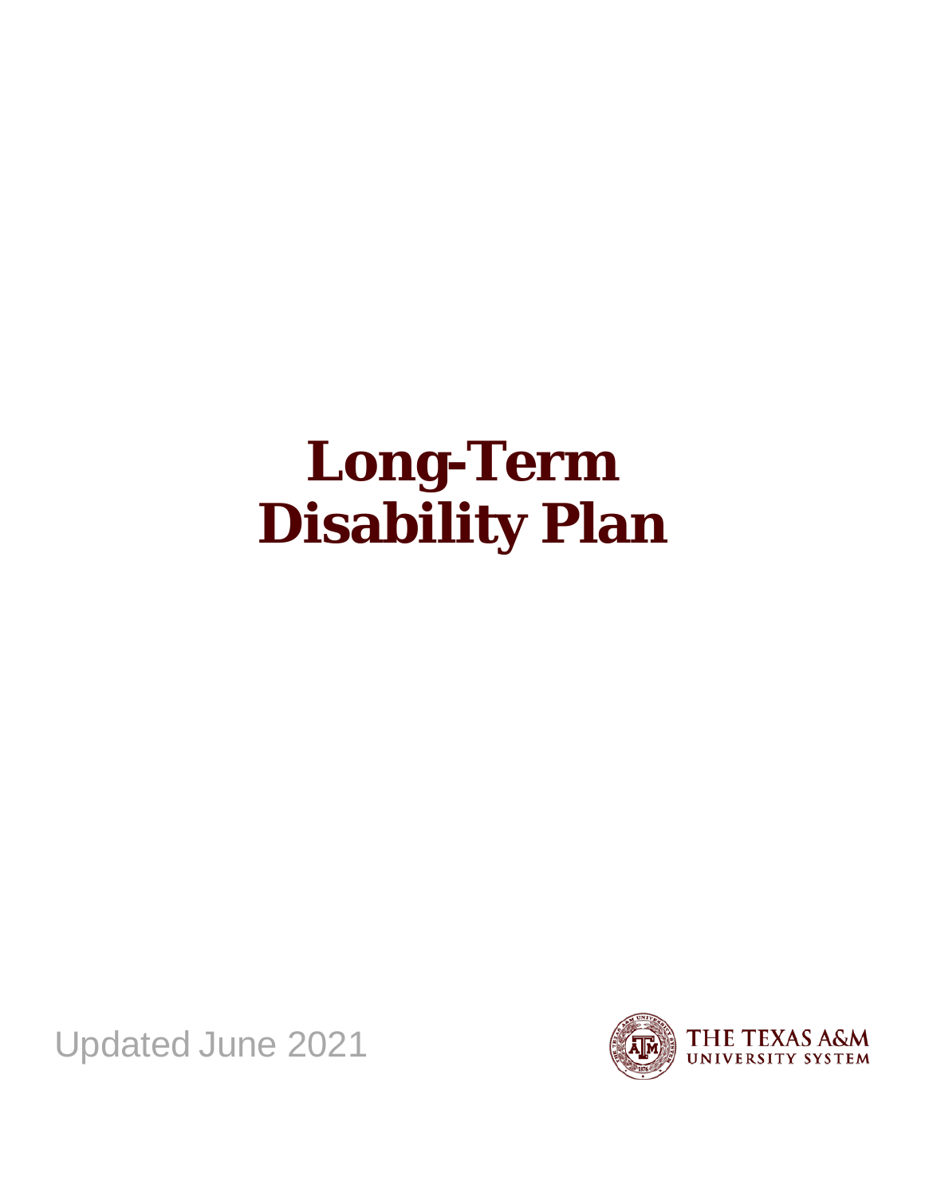# Long-Term Disability Plan

Updated June 2021

THE TEXAS A&M UNIVERSITY SYSTEM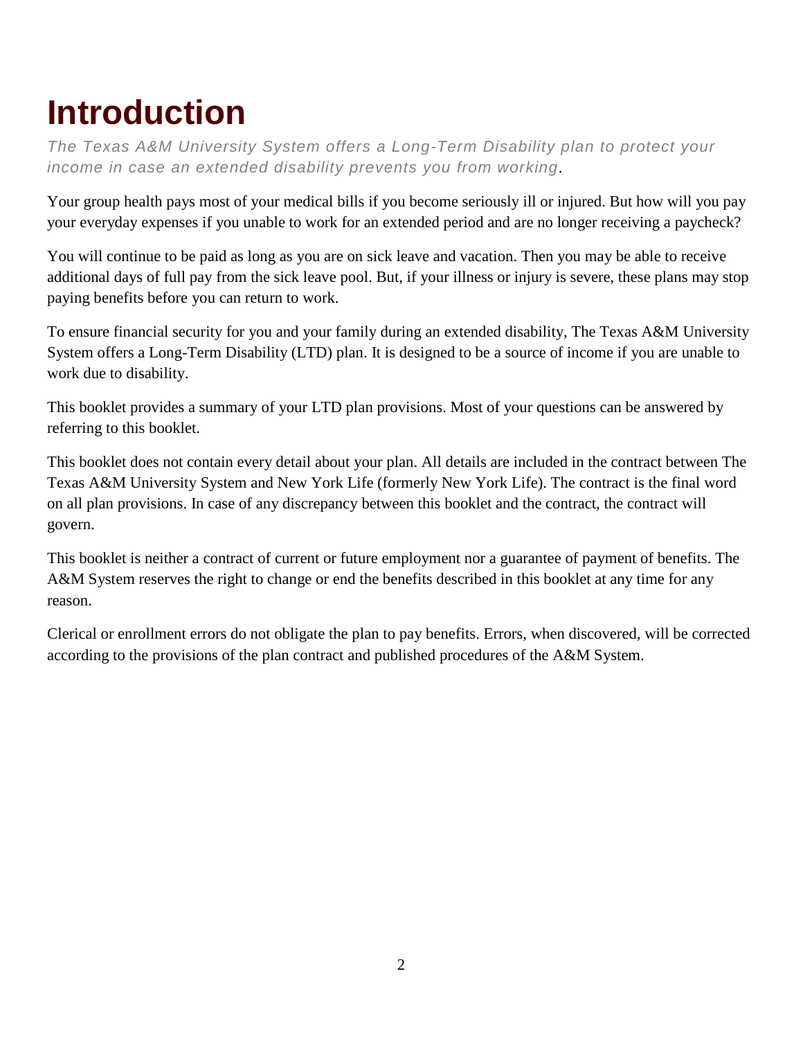# Introduction

*The Texas A&M University System offers a Long-Term Disability plan to protect your income in case an extended disability prevents you from working.*

Your group health pays most of your medical bills if you become seriously ill or injured. But how will you pay your everyday expenses if you unable to work for an extended period and are no longer receiving a paycheck?

You will continue to be paid as long as you are on sick leave and vacation. Then you may be able to receive additional days of full pay from the sick leave pool. But, if your illness or injury is severe, these plans may stop paying benefits before you can return to work.

To ensure financial security for you and your family during an extended disability, The Texas A&M University System offers a Long-Term Disability (LTD) plan. It is designed to be a source of income if you are unable to work due to disability.

This booklet provides a summary of your LTD plan provisions. Most of your questions can be answered by referring to this booklet.

This booklet does not contain every detail about your plan. All details are included in the contract between The Texas A&M University System and New York Life (formerly New York Life). The contract is the final word on all plan provisions. In case of any discrepancy between this booklet and the contract, the contract will govern.

This booklet is neither a contract of current or future employment nor a guarantee of payment of benefits. The A&M System reserves the right to change or end the benefits described in this booklet at any time for any reason.

Clerical or enrollment errors do not obligate the plan to pay benefits. Errors, when discovered, will be corrected according to the provisions of the plan contract and published procedures of the A&M System.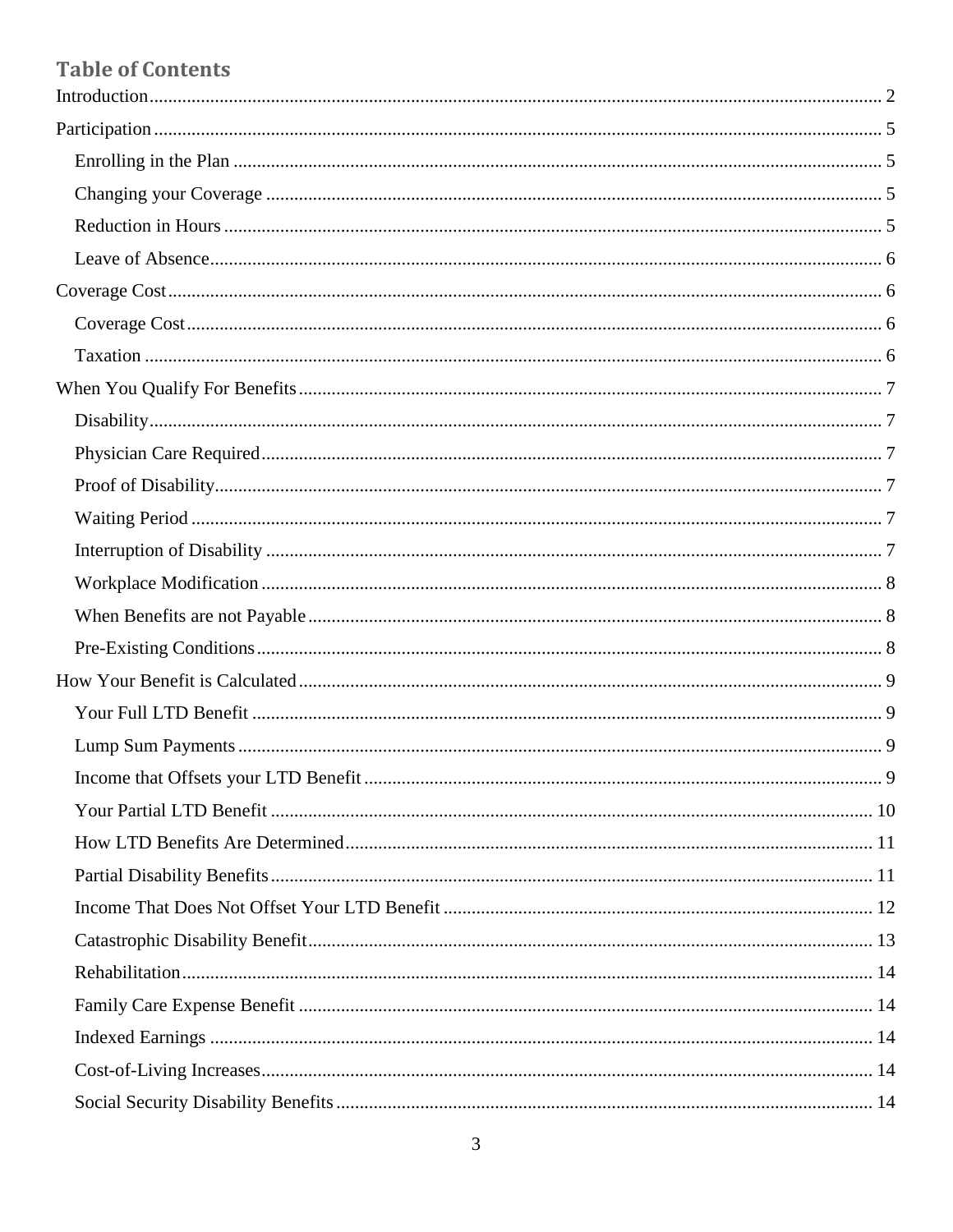## Table of Contents

Introduction ..... 2

Participation ..... 5

- Enrolling in the Plan ..... 5
- Changing your Coverage ..... 5
- Reduction in Hours ..... 5
- Leave of Absence ..... 6

Coverage Cost ..... 6

- Coverage Cost ..... 6
- Taxation ..... 6

When You Qualify For Benefits ..... 7

- Disability ..... 7
- Physician Care Required ..... 7
- Proof of Disability ..... 7
- Waiting Period ..... 7
- Interruption of Disability ..... 7
- Workplace Modification ..... 8
- When Benefits are not Payable ..... 8
- Pre-Existing Conditions ..... 8

How Your Benefit is Calculated ..... 9

- Your Full LTD Benefit ..... 9
- Lump Sum Payments ..... 9
- Income that Offsets your LTD Benefit ..... 9
- Your Partial LTD Benefit ..... 10
- How LTD Benefits Are Determined ..... 11
- Partial Disability Benefits ..... 11
- Income That Does Not Offset Your LTD Benefit ..... 12
- Catastrophic Disability Benefit ..... 13
- Rehabilitation ..... 14
- Family Care Expense Benefit ..... 14
- Indexed Earnings ..... 14
- Cost-of-Living Increases ..... 14
- Social Security Disability Benefits ..... 14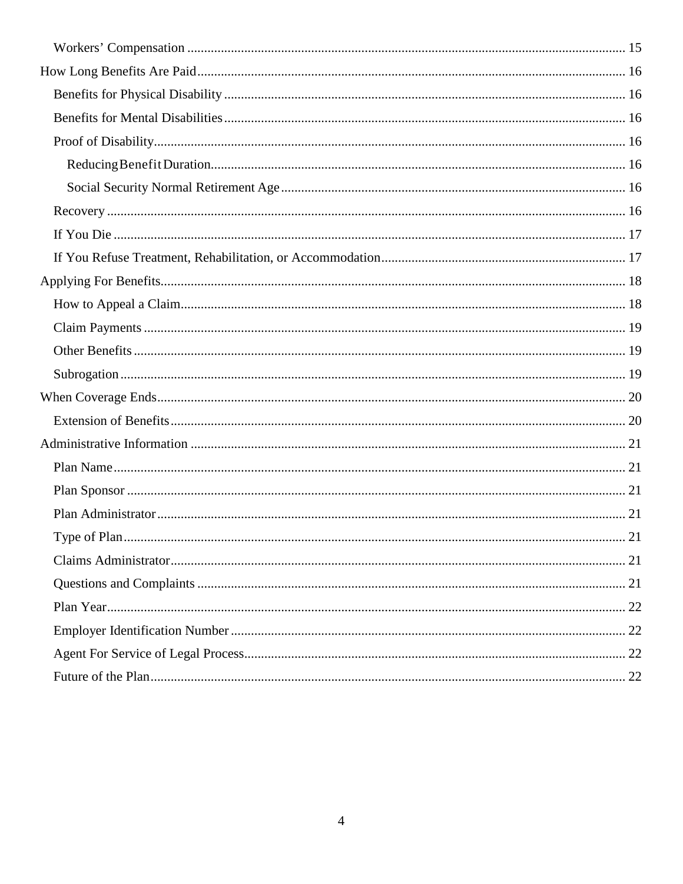- Workers' Compensation ..... 15

How Long Benefits Are Paid ..... 16

- Benefits for Physical Disability ..... 16
- Benefits for Mental Disabilities ..... 16
- Proof of Disability ..... 16
  - Reducing Benefit Duration ..... 16
  - Social Security Normal Retirement Age ..... 16
- Recovery ..... 16
- If You Die ..... 17
- If You Refuse Treatment, Rehabilitation, or Accommodation ..... 17

Applying For Benefits ..... 18

- How to Appeal a Claim ..... 18
- Claim Payments ..... 19
- Other Benefits ..... 19
- Subrogation ..... 19

When Coverage Ends ..... 20

- Extension of Benefits ..... 20

Administrative Information ..... 21

- Plan Name ..... 21
- Plan Sponsor ..... 21
- Plan Administrator ..... 21
- Type of Plan ..... 21
- Claims Administrator ..... 21
- Questions and Complaints ..... 21
- Plan Year ..... 22
- Employer Identification Number ..... 22
- Agent For Service of Legal Process ..... 22
- Future of the Plan ..... 22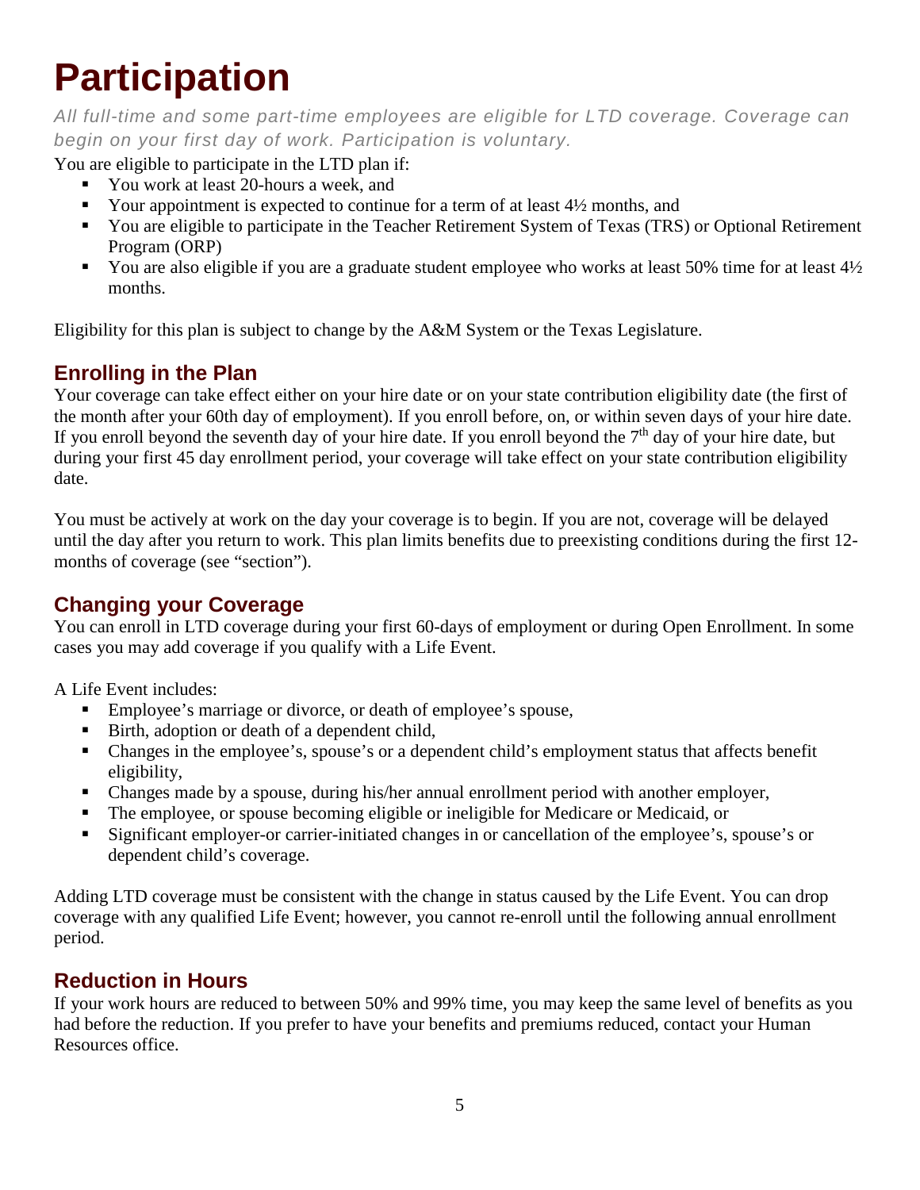# Participation

*All full-time and some part-time employees are eligible for LTD coverage. Coverage can begin on your first day of work. Participation is voluntary.*

You are eligible to participate in the LTD plan if:

- You work at least 20-hours a week, and
- Your appointment is expected to continue for a term of at least 4½ months, and
- You are eligible to participate in the Teacher Retirement System of Texas (TRS) or Optional Retirement Program (ORP)
- You are also eligible if you are a graduate student employee who works at least 50% time for at least 4½ months.

Eligibility for this plan is subject to change by the A&M System or the Texas Legislature.

## Enrolling in the Plan

Your coverage can take effect either on your hire date or on your state contribution eligibility date (the first of the month after your 60th day of employment). If you enroll before, on, or within seven days of your hire date. If you enroll beyond the seventh day of your hire date. If you enroll beyond the 7th day of your hire date, but during your first 45 day enrollment period, your coverage will take effect on your state contribution eligibility date.

You must be actively at work on the day your coverage is to begin. If you are not, coverage will be delayed until the day after you return to work. This plan limits benefits due to preexisting conditions during the first 12-months of coverage (see "section").

## Changing your Coverage

You can enroll in LTD coverage during your first 60-days of employment or during Open Enrollment. In some cases you may add coverage if you qualify with a Life Event.

A Life Event includes:

- Employee's marriage or divorce, or death of employee's spouse,
- Birth, adoption or death of a dependent child,
- Changes in the employee's, spouse's or a dependent child's employment status that affects benefit eligibility,
- Changes made by a spouse, during his/her annual enrollment period with another employer,
- The employee, or spouse becoming eligible or ineligible for Medicare or Medicaid, or
- Significant employer-or carrier-initiated changes in or cancellation of the employee's, spouse's or dependent child's coverage.

Adding LTD coverage must be consistent with the change in status caused by the Life Event. You can drop coverage with any qualified Life Event; however, you cannot re-enroll until the following annual enrollment period.

## Reduction in Hours

If your work hours are reduced to between 50% and 99% time, you may keep the same level of benefits as you had before the reduction. If you prefer to have your benefits and premiums reduced, contact your Human Resources office.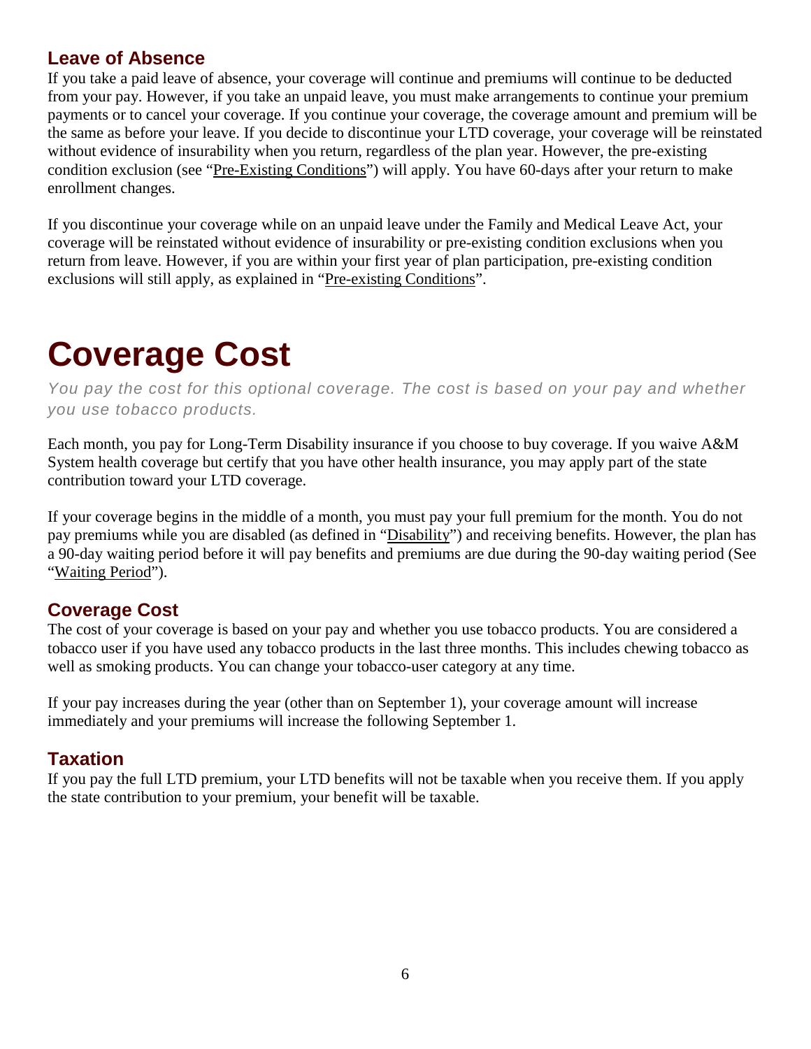### Leave of Absence

If you take a paid leave of absence, your coverage will continue and premiums will continue to be deducted from your pay. However, if you take an unpaid leave, you must make arrangements to continue your premium payments or to cancel your coverage. If you continue your coverage, the coverage amount and premium will be the same as before your leave. If you decide to discontinue your LTD coverage, your coverage will be reinstated without evidence of insurability when you return, regardless of the plan year. However, the pre-existing condition exclusion (see "Pre-Existing Conditions") will apply. You have 60-days after your return to make enrollment changes.

If you discontinue your coverage while on an unpaid leave under the Family and Medical Leave Act, your coverage will be reinstated without evidence of insurability or pre-existing condition exclusions when you return from leave. However, if you are within your first year of plan participation, pre-existing condition exclusions will still apply, as explained in "Pre-existing Conditions".

# Coverage Cost

*You pay the cost for this optional coverage. The cost is based on your pay and whether you use tobacco products.*

Each month, you pay for Long-Term Disability insurance if you choose to buy coverage. If you waive A&M System health coverage but certify that you have other health insurance, you may apply part of the state contribution toward your LTD coverage.

If your coverage begins in the middle of a month, you must pay your full premium for the month. You do not pay premiums while you are disabled (as defined in "Disability") and receiving benefits. However, the plan has a 90-day waiting period before it will pay benefits and premiums are due during the 90-day waiting period (See "Waiting Period").

### Coverage Cost

The cost of your coverage is based on your pay and whether you use tobacco products. You are considered a tobacco user if you have used any tobacco products in the last three months. This includes chewing tobacco as well as smoking products. You can change your tobacco-user category at any time.

If your pay increases during the year (other than on September 1), your coverage amount will increase immediately and your premiums will increase the following September 1.

### Taxation

If you pay the full LTD premium, your LTD benefits will not be taxable when you receive them. If you apply the state contribution to your premium, your benefit will be taxable.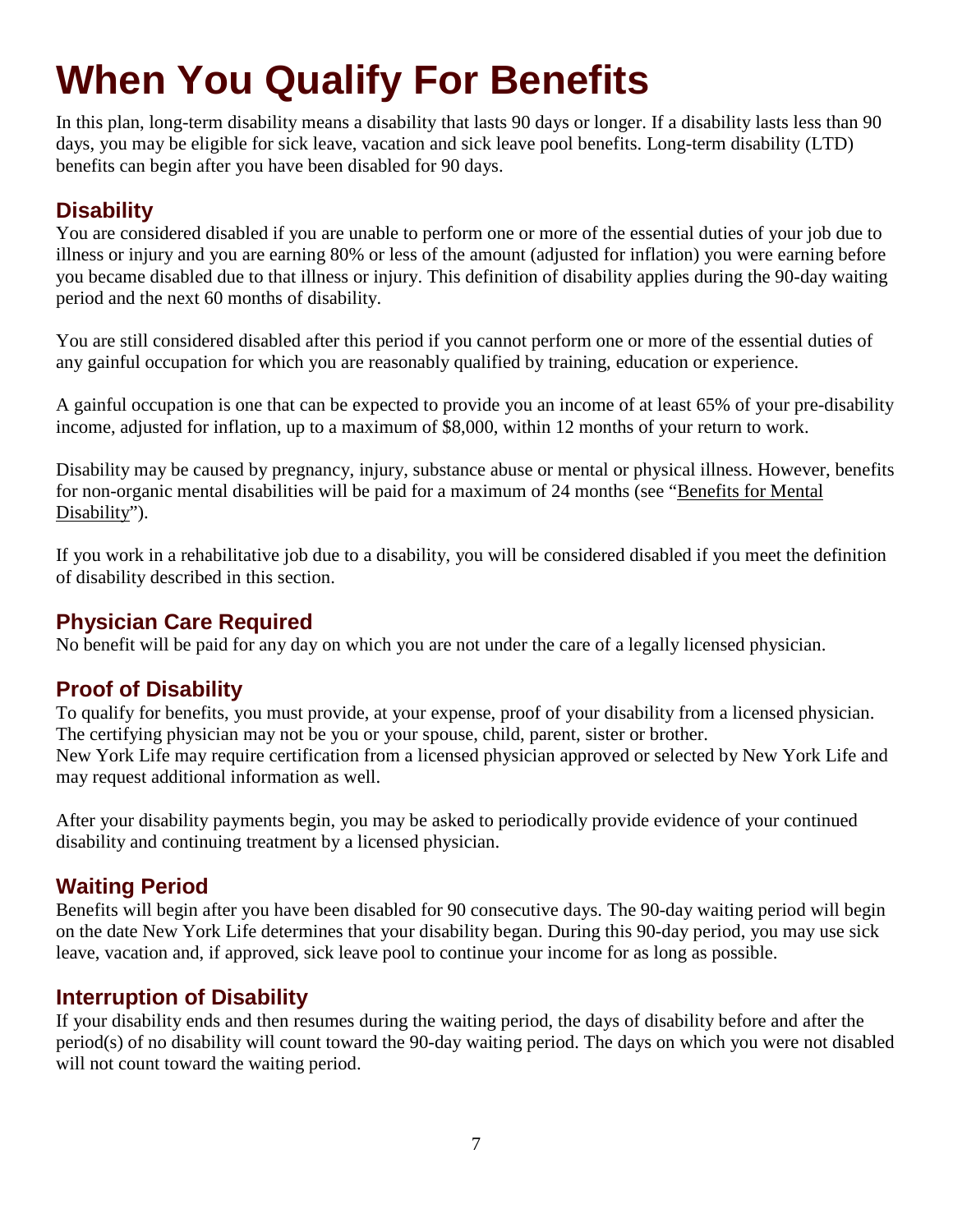# When You Qualify For Benefits

In this plan, long-term disability means a disability that lasts 90 days or longer. If a disability lasts less than 90 days, you may be eligible for sick leave, vacation and sick leave pool benefits. Long-term disability (LTD) benefits can begin after you have been disabled for 90 days.

## Disability

You are considered disabled if you are unable to perform one or more of the essential duties of your job due to illness or injury and you are earning 80% or less of the amount (adjusted for inflation) you were earning before you became disabled due to that illness or injury. This definition of disability applies during the 90-day waiting period and the next 60 months of disability.

You are still considered disabled after this period if you cannot perform one or more of the essential duties of any gainful occupation for which you are reasonably qualified by training, education or experience.

A gainful occupation is one that can be expected to provide you an income of at least 65% of your pre-disability income, adjusted for inflation, up to a maximum of $8,000, within 12 months of your return to work.

Disability may be caused by pregnancy, injury, substance abuse or mental or physical illness. However, benefits for non-organic mental disabilities will be paid for a maximum of 24 months (see "Benefits for Mental Disability").

If you work in a rehabilitative job due to a disability, you will be considered disabled if you meet the definition of disability described in this section.

## Physician Care Required

No benefit will be paid for any day on which you are not under the care of a legally licensed physician.

## Proof of Disability

To qualify for benefits, you must provide, at your expense, proof of your disability from a licensed physician. The certifying physician may not be you or your spouse, child, parent, sister or brother.
New York Life may require certification from a licensed physician approved or selected by New York Life and may request additional information as well.

After your disability payments begin, you may be asked to periodically provide evidence of your continued disability and continuing treatment by a licensed physician.

## Waiting Period

Benefits will begin after you have been disabled for 90 consecutive days. The 90-day waiting period will begin on the date New York Life determines that your disability began. During this 90-day period, you may use sick leave, vacation and, if approved, sick leave pool to continue your income for as long as possible.

## Interruption of Disability

If your disability ends and then resumes during the waiting period, the days of disability before and after the period(s) of no disability will count toward the 90-day waiting period. The days on which you were not disabled will not count toward the waiting period.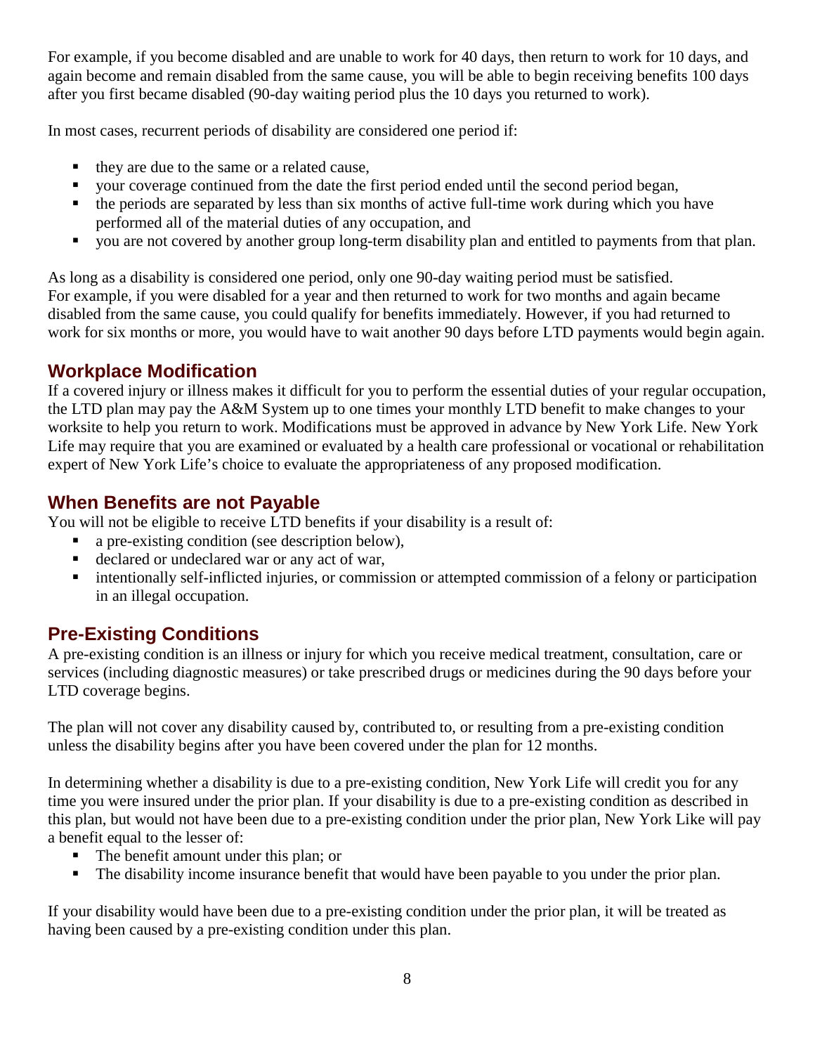For example, if you become disabled and are unable to work for 40 days, then return to work for 10 days, and again become and remain disabled from the same cause, you will be able to begin receiving benefits 100 days after you first became disabled (90-day waiting period plus the 10 days you returned to work).

In most cases, recurrent periods of disability are considered one period if:

- they are due to the same or a related cause,
- your coverage continued from the date the first period ended until the second period began,
- the periods are separated by less than six months of active full-time work during which you have performed all of the material duties of any occupation, and
- you are not covered by another group long-term disability plan and entitled to payments from that plan.

As long as a disability is considered one period, only one 90-day waiting period must be satisfied. For example, if you were disabled for a year and then returned to work for two months and again became disabled from the same cause, you could qualify for benefits immediately. However, if you had returned to work for six months or more, you would have to wait another 90 days before LTD payments would begin again.

## Workplace Modification

If a covered injury or illness makes it difficult for you to perform the essential duties of your regular occupation, the LTD plan may pay the A&M System up to one times your monthly LTD benefit to make changes to your worksite to help you return to work. Modifications must be approved in advance by New York Life. New York Life may require that you are examined or evaluated by a health care professional or vocational or rehabilitation expert of New York Life's choice to evaluate the appropriateness of any proposed modification.

## When Benefits are not Payable

You will not be eligible to receive LTD benefits if your disability is a result of:

- a pre-existing condition (see description below),
- declared or undeclared war or any act of war,
- intentionally self-inflicted injuries, or commission or attempted commission of a felony or participation in an illegal occupation.

## Pre-Existing Conditions

A pre-existing condition is an illness or injury for which you receive medical treatment, consultation, care or services (including diagnostic measures) or take prescribed drugs or medicines during the 90 days before your LTD coverage begins.

The plan will not cover any disability caused by, contributed to, or resulting from a pre-existing condition unless the disability begins after you have been covered under the plan for 12 months.

In determining whether a disability is due to a pre-existing condition, New York Life will credit you for any time you were insured under the prior plan. If your disability is due to a pre-existing condition as described in this plan, but would not have been due to a pre-existing condition under the prior plan, New York Like will pay a benefit equal to the lesser of:

- The benefit amount under this plan; or
- The disability income insurance benefit that would have been payable to you under the prior plan.

If your disability would have been due to a pre-existing condition under the prior plan, it will be treated as having been caused by a pre-existing condition under this plan.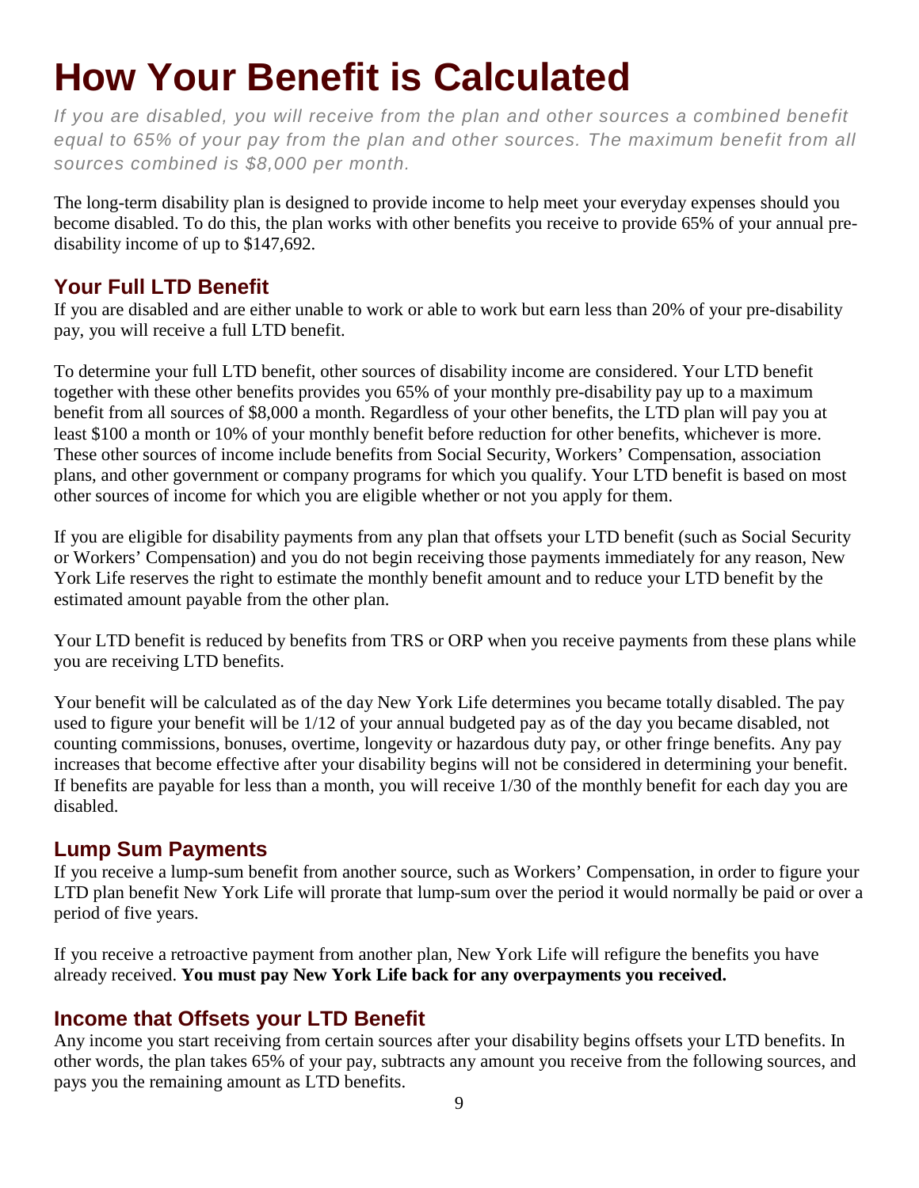# How Your Benefit is Calculated

*If you are disabled, you will receive from the plan and other sources a combined benefit equal to 65% of your pay from the plan and other sources. The maximum benefit from all sources combined is $8,000 per month.*

The long-term disability plan is designed to provide income to help meet your everyday expenses should you become disabled. To do this, the plan works with other benefits you receive to provide 65% of your annual pre-disability income of up to $147,692.

## Your Full LTD Benefit

If you are disabled and are either unable to work or able to work but earn less than 20% of your pre-disability pay, you will receive a full LTD benefit.

To determine your full LTD benefit, other sources of disability income are considered. Your LTD benefit together with these other benefits provides you 65% of your monthly pre-disability pay up to a maximum benefit from all sources of $8,000 a month. Regardless of your other benefits, the LTD plan will pay you at least $100 a month or 10% of your monthly benefit before reduction for other benefits, whichever is more. These other sources of income include benefits from Social Security, Workers' Compensation, association plans, and other government or company programs for which you qualify. Your LTD benefit is based on most other sources of income for which you are eligible whether or not you apply for them.

If you are eligible for disability payments from any plan that offsets your LTD benefit (such as Social Security or Workers' Compensation) and you do not begin receiving those payments immediately for any reason, New York Life reserves the right to estimate the monthly benefit amount and to reduce your LTD benefit by the estimated amount payable from the other plan.

Your LTD benefit is reduced by benefits from TRS or ORP when you receive payments from these plans while you are receiving LTD benefits.

Your benefit will be calculated as of the day New York Life determines you became totally disabled. The pay used to figure your benefit will be 1/12 of your annual budgeted pay as of the day you became disabled, not counting commissions, bonuses, overtime, longevity or hazardous duty pay, or other fringe benefits. Any pay increases that become effective after your disability begins will not be considered in determining your benefit. If benefits are payable for less than a month, you will receive 1/30 of the monthly benefit for each day you are disabled.

## Lump Sum Payments

If you receive a lump-sum benefit from another source, such as Workers' Compensation, in order to figure your LTD plan benefit New York Life will prorate that lump-sum over the period it would normally be paid or over a period of five years.

If you receive a retroactive payment from another plan, New York Life will refigure the benefits you have already received. **You must pay New York Life back for any overpayments you received.**

## Income that Offsets your LTD Benefit

Any income you start receiving from certain sources after your disability begins offsets your LTD benefits. In other words, the plan takes 65% of your pay, subtracts any amount you receive from the following sources, and pays you the remaining amount as LTD benefits.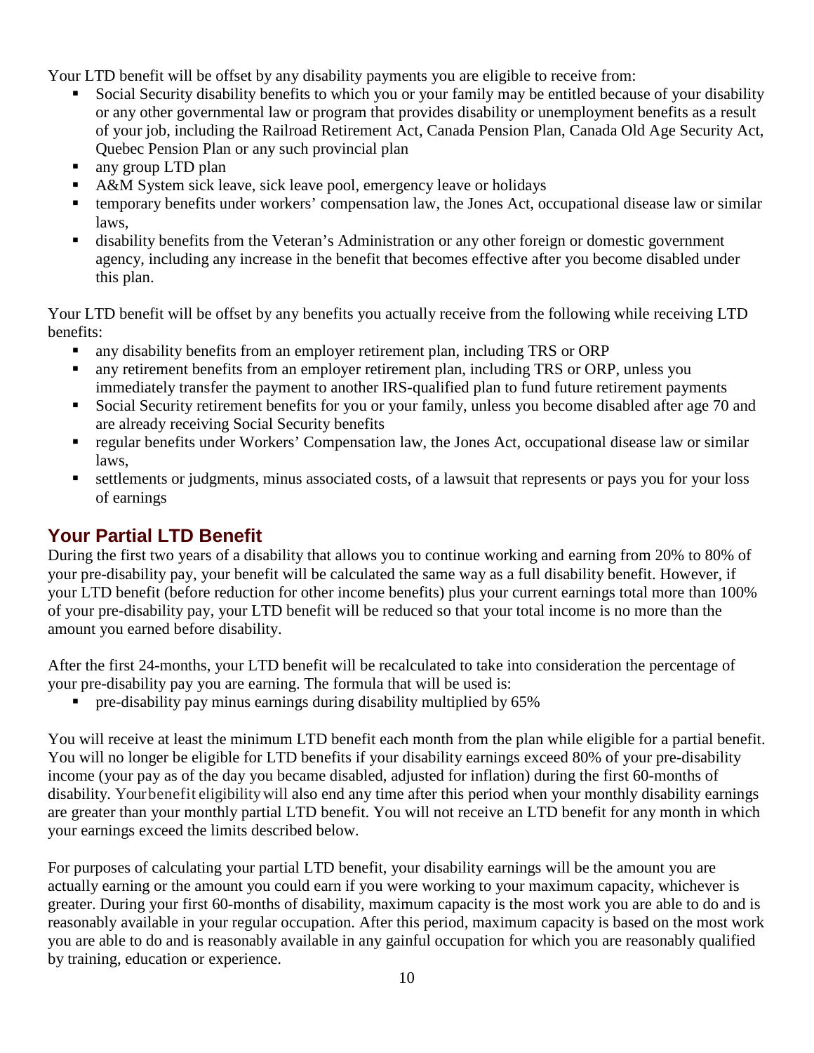Your LTD benefit will be offset by any disability payments you are eligible to receive from:

- Social Security disability benefits to which you or your family may be entitled because of your disability or any other governmental law or program that provides disability or unemployment benefits as a result of your job, including the Railroad Retirement Act, Canada Pension Plan, Canada Old Age Security Act, Quebec Pension Plan or any such provincial plan
- any group LTD plan
- A&M System sick leave, sick leave pool, emergency leave or holidays
- temporary benefits under workers' compensation law, the Jones Act, occupational disease law or similar laws,
- disability benefits from the Veteran's Administration or any other foreign or domestic government agency, including any increase in the benefit that becomes effective after you become disabled under this plan.

Your LTD benefit will be offset by any benefits you actually receive from the following while receiving LTD benefits:

- any disability benefits from an employer retirement plan, including TRS or ORP
- any retirement benefits from an employer retirement plan, including TRS or ORP, unless you immediately transfer the payment to another IRS-qualified plan to fund future retirement payments
- Social Security retirement benefits for you or your family, unless you become disabled after age 70 and are already receiving Social Security benefits
- regular benefits under Workers' Compensation law, the Jones Act, occupational disease law or similar laws,
- settlements or judgments, minus associated costs, of a lawsuit that represents or pays you for your loss of earnings

## Your Partial LTD Benefit

During the first two years of a disability that allows you to continue working and earning from 20% to 80% of your pre-disability pay, your benefit will be calculated the same way as a full disability benefit. However, if your LTD benefit (before reduction for other income benefits) plus your current earnings total more than 100% of your pre-disability pay, your LTD benefit will be reduced so that your total income is no more than the amount you earned before disability.

After the first 24-months, your LTD benefit will be recalculated to take into consideration the percentage of your pre-disability pay you are earning. The formula that will be used is:

- pre-disability pay minus earnings during disability multiplied by 65%

You will receive at least the minimum LTD benefit each month from the plan while eligible for a partial benefit. You will no longer be eligible for LTD benefits if your disability earnings exceed 80% of your pre-disability income (your pay as of the day you became disabled, adjusted for inflation) during the first 60-months of disability. Your benefit eligibility will also end any time after this period when your monthly disability earnings are greater than your monthly partial LTD benefit. You will not receive an LTD benefit for any month in which your earnings exceed the limits described below.

For purposes of calculating your partial LTD benefit, your disability earnings will be the amount you are actually earning or the amount you could earn if you were working to your maximum capacity, whichever is greater. During your first 60-months of disability, maximum capacity is the most work you are able to do and is reasonably available in your regular occupation. After this period, maximum capacity is based on the most work you are able to do and is reasonably available in any gainful occupation for which you are reasonably qualified by training, education or experience.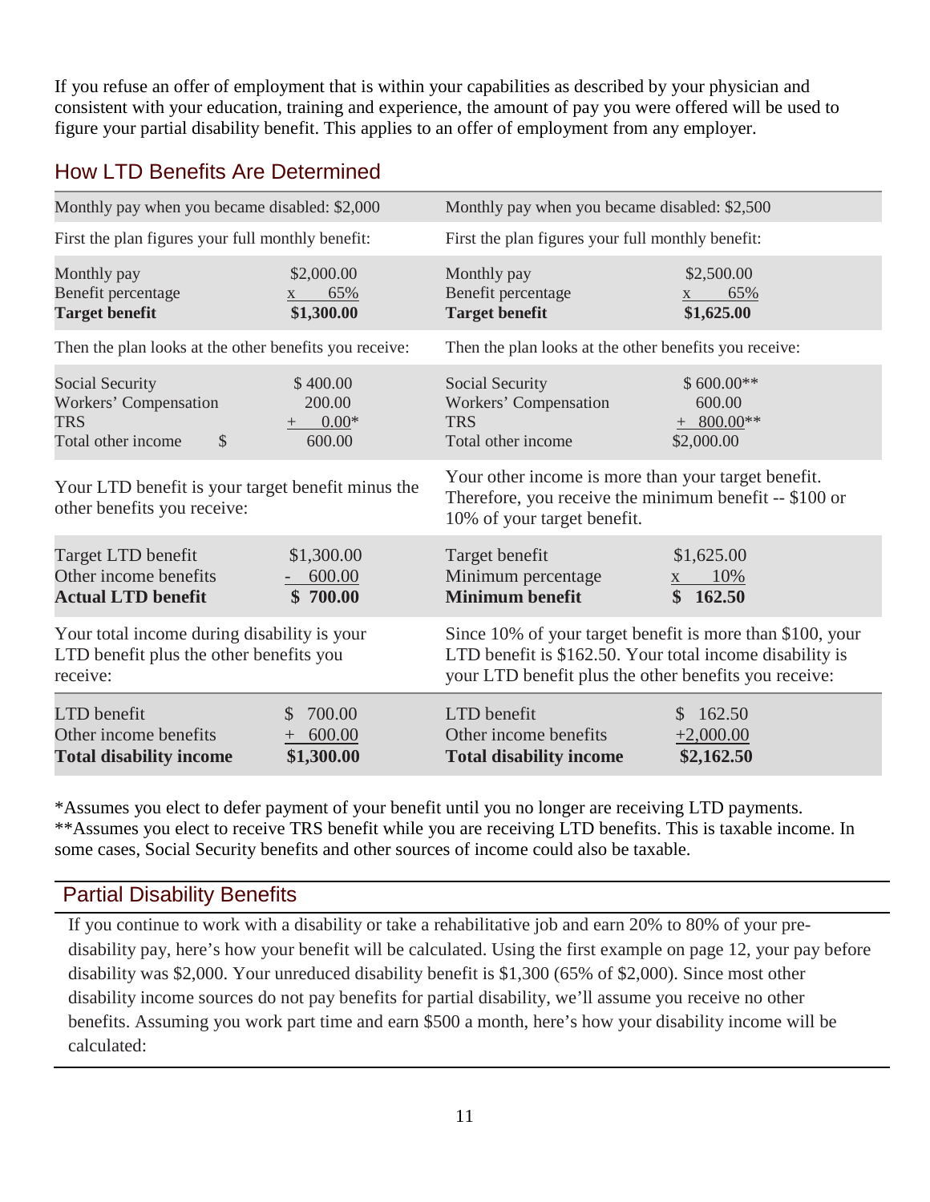If you refuse an offer of employment that is within your capabilities as described by your physician and consistent with your education, training and experience, the amount of pay you were offered will be used to figure your partial disability benefit. This applies to an offer of employment from any employer.

## How LTD Benefits Are Determined

| Monthly pay when you became disabled: $2,000 | | Monthly pay when you became disabled: $2,500 | |
|---|---|---|---|
| First the plan figures your full monthly benefit: | | First the plan figures your full monthly benefit: | |
| Monthly pay | $2,000.00 | Monthly pay | $2,500.00 |
| Benefit percentage | x 65% | Benefit percentage | x 65% |
| **Target benefit** | **$1,300.00** | **Target benefit** | **$1,625.00** |
| Then the plan looks at the other benefits you receive: | | Then the plan looks at the other benefits you receive: | |
| Social Security | $ 400.00 | Social Security | $ 600.00** |
| Workers' Compensation | 200.00 | Workers' Compensation | 600.00 |
| TRS | + 0.00* | TRS | + 800.00** |
| Total other income | $ 600.00 | Total other income | $2,000.00 |
| Your LTD benefit is your target benefit minus the other benefits you receive: | | Your other income is more than your target benefit. Therefore, you receive the minimum benefit -- $100 or 10% of your target benefit. | |
| Target LTD benefit | $1,300.00 | Target benefit | $1,625.00 |
| Other income benefits | - 600.00 | Minimum percentage | x 10% |
| **Actual LTD benefit** | **$ 700.00** | **Minimum benefit** | **$ 162.50** |
| Your total income during disability is your LTD benefit plus the other benefits you receive: | | Since 10% of your target benefit is more than $100, your LTD benefit is $162.50. Your total income disability is your LTD benefit plus the other benefits you receive: | |
| LTD benefit | $ 700.00 | LTD benefit | $ 162.50 |
| Other income benefits | + 600.00 | Other income benefits | +2,000.00 |
| **Total disability income** | **$1,300.00** | **Total disability income** | **$2,162.50** |

*Assumes you elect to defer payment of your benefit until you no longer are receiving LTD payments.
**Assumes you elect to receive TRS benefit while you are receiving LTD benefits. This is taxable income. In some cases, Social Security benefits and other sources of income could also be taxable.

## Partial Disability Benefits

If you continue to work with a disability or take a rehabilitative job and earn 20% to 80% of your pre-disability pay, here's how your benefit will be calculated. Using the first example on page 12, your pay before disability was $2,000. Your unreduced disability benefit is $1,300 (65% of $2,000). Since most other disability income sources do not pay benefits for partial disability, we'll assume you receive no other benefits. Assuming you work part time and earn $500 a month, here's how your disability income will be calculated: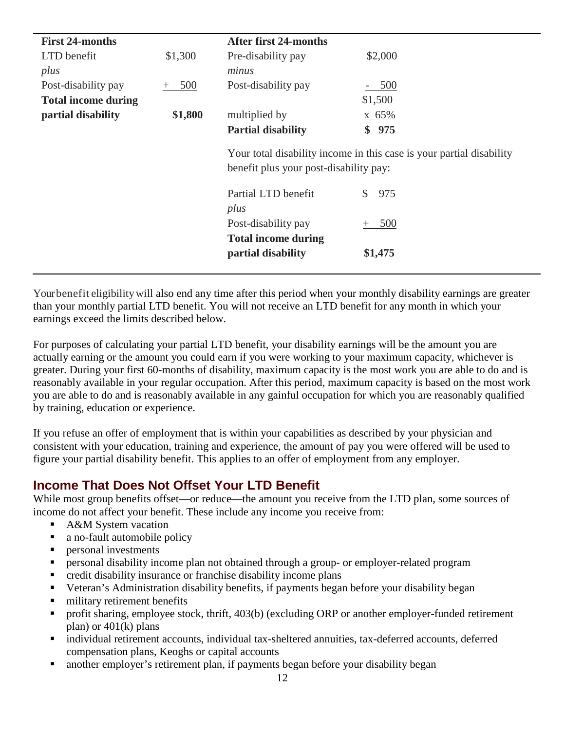| First 24-months | | After first 24-months | |
|---|---|---|---|
| LTD benefit | $1,300 | Pre-disability pay | $2,000 |
| *plus* | | *minus* | |
| Post-disability pay | + 500 | Post-disability pay | - 500 |
| **Total income during partial disability** | **$1,800** | | $1,500 |
| | | multiplied by | x 65% |
| | | **Partial disability** | **$ 975** |

Your total disability income in this case is your partial disability benefit plus your post-disability pay:

| | |
|---|---|
| Partial LTD benefit | $ 975 |
| *plus* | |
| Post-disability pay | + 500 |
| **Total income during partial disability** | **$1,475** |

Your benefit eligibility will also end any time after this period when your monthly disability earnings are greater than your monthly partial LTD benefit. You will not receive an LTD benefit for any month in which your earnings exceed the limits described below.

For purposes of calculating your partial LTD benefit, your disability earnings will be the amount you are actually earning or the amount you could earn if you were working to your maximum capacity, whichever is greater. During your first 60-months of disability, maximum capacity is the most work you are able to do and is reasonably available in your regular occupation. After this period, maximum capacity is based on the most work you are able to do and is reasonably available in any gainful occupation for which you are reasonably qualified by training, education or experience.

If you refuse an offer of employment that is within your capabilities as described by your physician and consistent with your education, training and experience, the amount of pay you were offered will be used to figure your partial disability benefit. This applies to an offer of employment from any employer.

## Income That Does Not Offset Your LTD Benefit

While most group benefits offset—or reduce—the amount you receive from the LTD plan, some sources of income do not affect your benefit. These include any income you receive from:

- A&M System vacation
- a no-fault automobile policy
- personal investments
- personal disability income plan not obtained through a group- or employer-related program
- credit disability insurance or franchise disability income plans
- Veteran's Administration disability benefits, if payments began before your disability began
- military retirement benefits
- profit sharing, employee stock, thrift, 403(b) (excluding ORP or another employer-funded retirement plan) or 401(k) plans
- individual retirement accounts, individual tax-sheltered annuities, tax-deferred accounts, deferred compensation plans, Keoghs or capital accounts
- another employer's retirement plan, if payments began before your disability began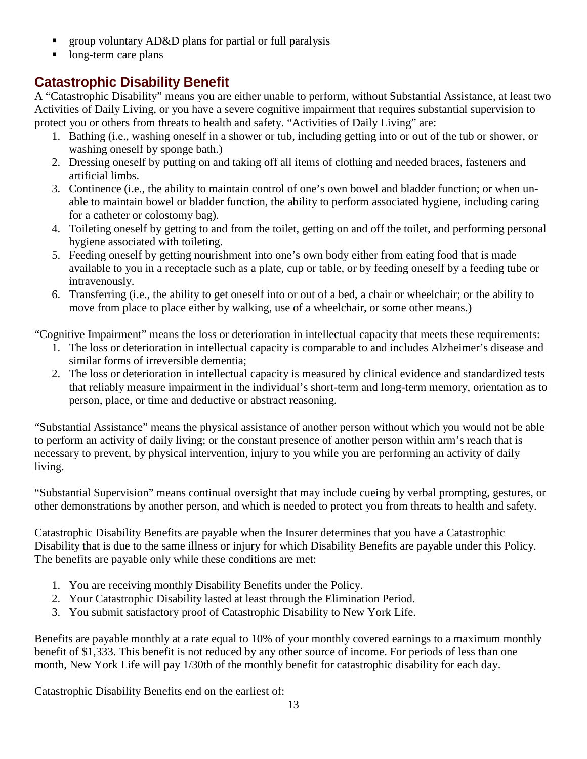- group voluntary AD&D plans for partial or full paralysis
- long-term care plans

## Catastrophic Disability Benefit

A "Catastrophic Disability" means you are either unable to perform, without Substantial Assistance, at least two Activities of Daily Living, or you have a severe cognitive impairment that requires substantial supervision to protect you or others from threats to health and safety. "Activities of Daily Living" are:

1. Bathing (i.e., washing oneself in a shower or tub, including getting into or out of the tub or shower, or washing oneself by sponge bath.)
2. Dressing oneself by putting on and taking off all items of clothing and needed braces, fasteners and artificial limbs.
3. Continence (i.e., the ability to maintain control of one's own bowel and bladder function; or when unable to maintain bowel or bladder function, the ability to perform associated hygiene, including caring for a catheter or colostomy bag).
4. Toileting oneself by getting to and from the toilet, getting on and off the toilet, and performing personal hygiene associated with toileting.
5. Feeding oneself by getting nourishment into one's own body either from eating food that is made available to you in a receptacle such as a plate, cup or table, or by feeding oneself by a feeding tube or intravenously.
6. Transferring (i.e., the ability to get oneself into or out of a bed, a chair or wheelchair; or the ability to move from place to place either by walking, use of a wheelchair, or some other means.)

"Cognitive Impairment" means the loss or deterioration in intellectual capacity that meets these requirements:

1. The loss or deterioration in intellectual capacity is comparable to and includes Alzheimer's disease and similar forms of irreversible dementia;
2. The loss or deterioration in intellectual capacity is measured by clinical evidence and standardized tests that reliably measure impairment in the individual's short-term and long-term memory, orientation as to person, place, or time and deductive or abstract reasoning.

"Substantial Assistance" means the physical assistance of another person without which you would not be able to perform an activity of daily living; or the constant presence of another person within arm's reach that is necessary to prevent, by physical intervention, injury to you while you are performing an activity of daily living.

"Substantial Supervision" means continual oversight that may include cueing by verbal prompting, gestures, or other demonstrations by another person, and which is needed to protect you from threats to health and safety.

Catastrophic Disability Benefits are payable when the Insurer determines that you have a Catastrophic Disability that is due to the same illness or injury for which Disability Benefits are payable under this Policy. The benefits are payable only while these conditions are met:

1. You are receiving monthly Disability Benefits under the Policy.
2. Your Catastrophic Disability lasted at least through the Elimination Period.
3. You submit satisfactory proof of Catastrophic Disability to New York Life.

Benefits are payable monthly at a rate equal to 10% of your monthly covered earnings to a maximum monthly benefit of $1,333. This benefit is not reduced by any other source of income. For periods of less than one month, New York Life will pay 1/30th of the monthly benefit for catastrophic disability for each day.

Catastrophic Disability Benefits end on the earliest of: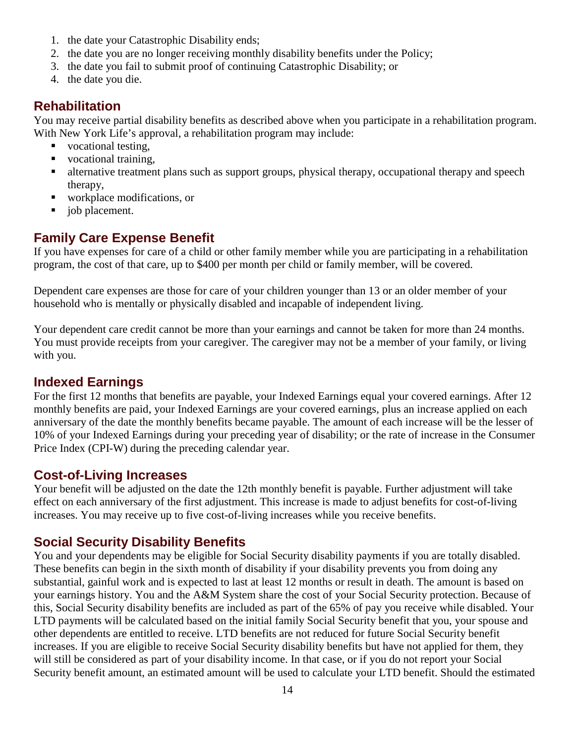1. the date your Catastrophic Disability ends;
2. the date you are no longer receiving monthly disability benefits under the Policy;
3. the date you fail to submit proof of continuing Catastrophic Disability; or
4. the date you die.

## Rehabilitation

You may receive partial disability benefits as described above when you participate in a rehabilitation program. With New York Life's approval, a rehabilitation program may include:

- vocational testing,
- vocational training,
- alternative treatment plans such as support groups, physical therapy, occupational therapy and speech therapy,
- workplace modifications, or
- job placement.

## Family Care Expense Benefit

If you have expenses for care of a child or other family member while you are participating in a rehabilitation program, the cost of that care, up to $400 per month per child or family member, will be covered.

Dependent care expenses are those for care of your children younger than 13 or an older member of your household who is mentally or physically disabled and incapable of independent living.

Your dependent care credit cannot be more than your earnings and cannot be taken for more than 24 months. You must provide receipts from your caregiver. The caregiver may not be a member of your family, or living with you.

## Indexed Earnings

For the first 12 months that benefits are payable, your Indexed Earnings equal your covered earnings. After 12 monthly benefits are paid, your Indexed Earnings are your covered earnings, plus an increase applied on each anniversary of the date the monthly benefits became payable. The amount of each increase will be the lesser of 10% of your Indexed Earnings during your preceding year of disability; or the rate of increase in the Consumer Price Index (CPI-W) during the preceding calendar year.

## Cost-of-Living Increases

Your benefit will be adjusted on the date the 12th monthly benefit is payable. Further adjustment will take effect on each anniversary of the first adjustment. This increase is made to adjust benefits for cost-of-living increases. You may receive up to five cost-of-living increases while you receive benefits.

## Social Security Disability Benefits

You and your dependents may be eligible for Social Security disability payments if you are totally disabled. These benefits can begin in the sixth month of disability if your disability prevents you from doing any substantial, gainful work and is expected to last at least 12 months or result in death. The amount is based on your earnings history. You and the A&M System share the cost of your Social Security protection. Because of this, Social Security disability benefits are included as part of the 65% of pay you receive while disabled. Your LTD payments will be calculated based on the initial family Social Security benefit that you, your spouse and other dependents are entitled to receive. LTD benefits are not reduced for future Social Security benefit increases. If you are eligible to receive Social Security disability benefits but have not applied for them, they will still be considered as part of your disability income. In that case, or if you do not report your Social Security benefit amount, an estimated amount will be used to calculate your LTD benefit. Should the estimated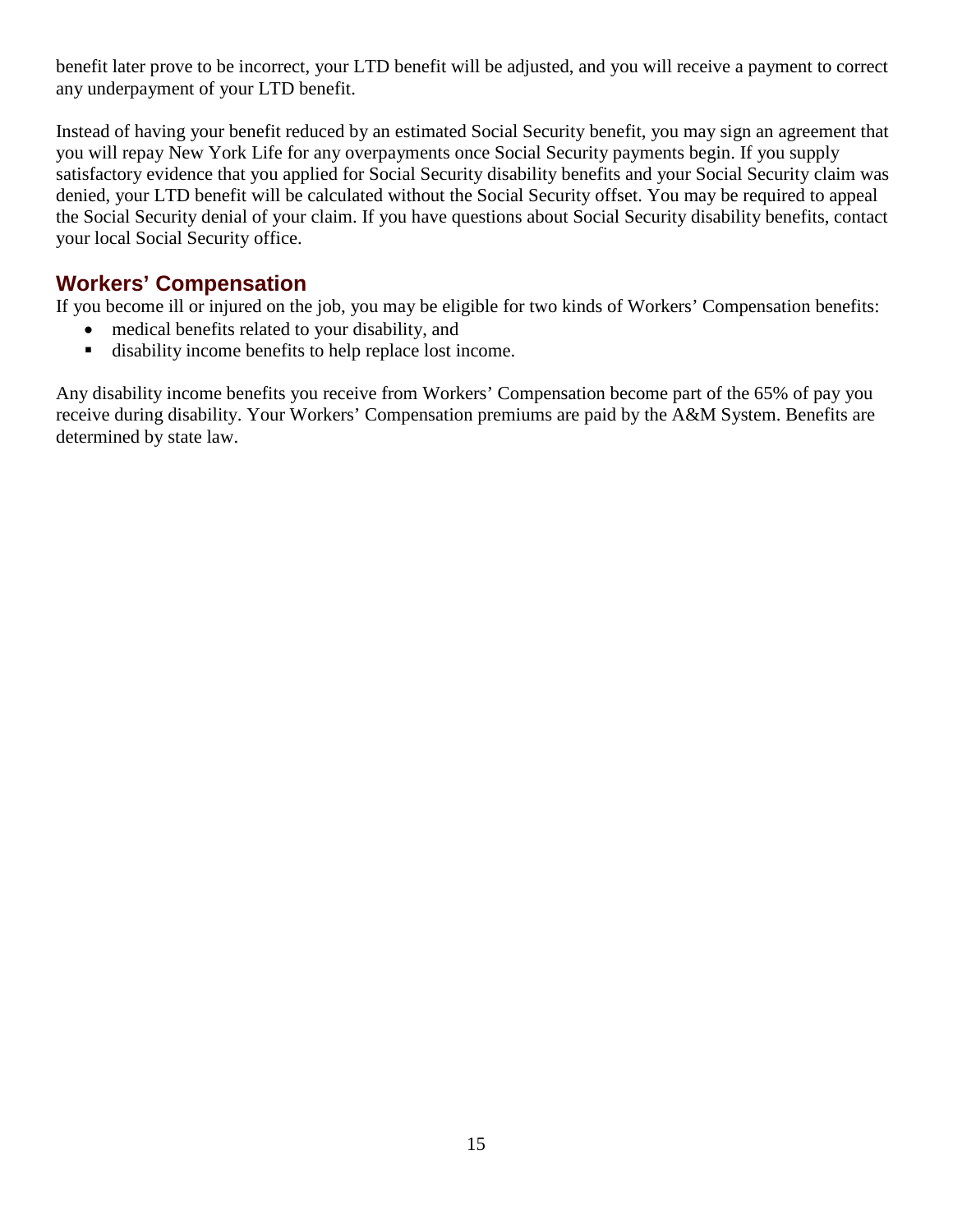benefit later prove to be incorrect, your LTD benefit will be adjusted, and you will receive a payment to correct any underpayment of your LTD benefit.

Instead of having your benefit reduced by an estimated Social Security benefit, you may sign an agreement that you will repay New York Life for any overpayments once Social Security payments begin. If you supply satisfactory evidence that you applied for Social Security disability benefits and your Social Security claim was denied, your LTD benefit will be calculated without the Social Security offset. You may be required to appeal the Social Security denial of your claim. If you have questions about Social Security disability benefits, contact your local Social Security office.

## Workers' Compensation

If you become ill or injured on the job, you may be eligible for two kinds of Workers' Compensation benefits:

- medical benefits related to your disability, and
- disability income benefits to help replace lost income.

Any disability income benefits you receive from Workers' Compensation become part of the 65% of pay you receive during disability. Your Workers' Compensation premiums are paid by the A&M System. Benefits are determined by state law.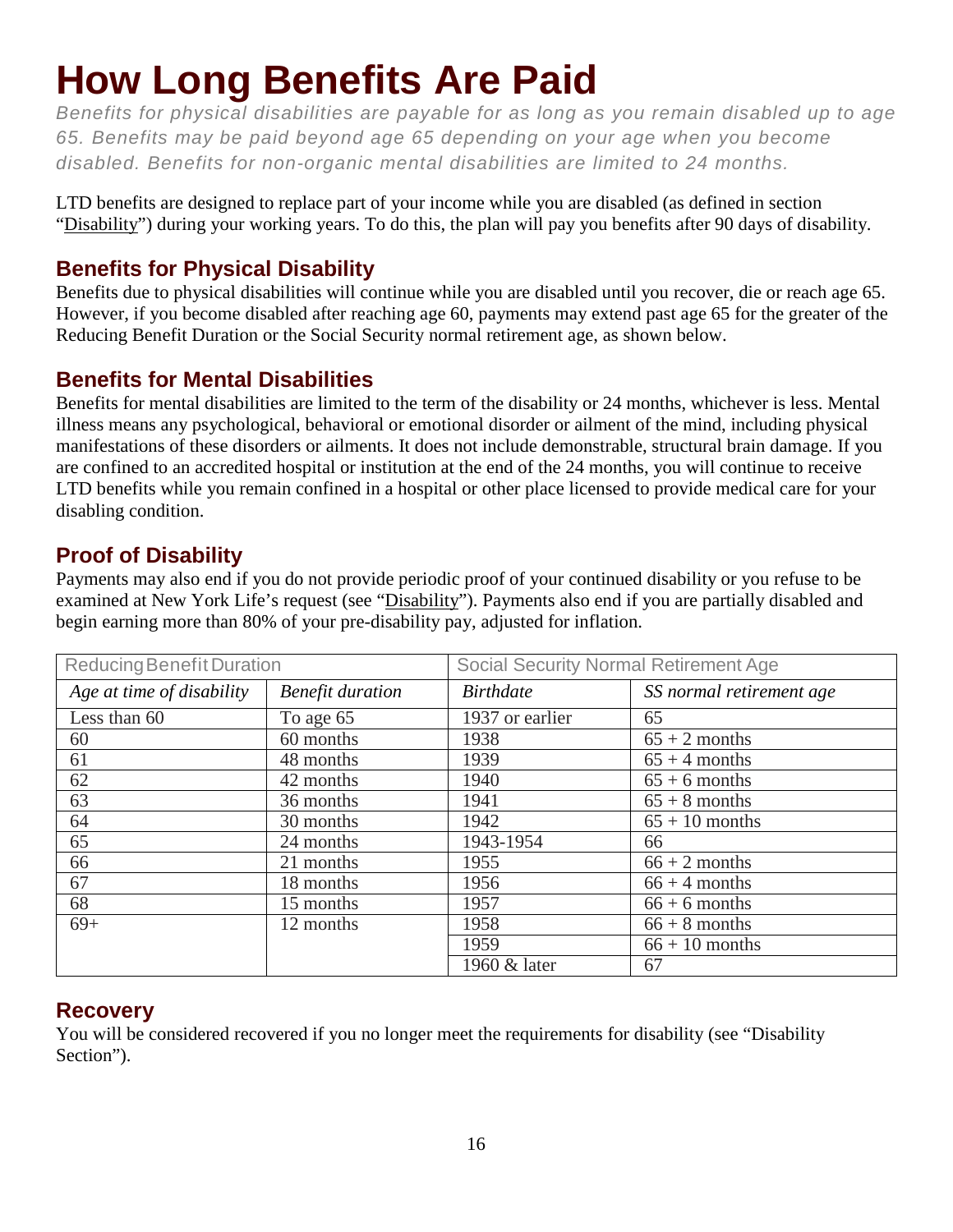# How Long Benefits Are Paid

*Benefits for physical disabilities are payable for as long as you remain disabled up to age 65. Benefits may be paid beyond age 65 depending on your age when you become disabled. Benefits for non-organic mental disabilities are limited to 24 months.*

LTD benefits are designed to replace part of your income while you are disabled (as defined in section "Disability") during your working years. To do this, the plan will pay you benefits after 90 days of disability.

## Benefits for Physical Disability

Benefits due to physical disabilities will continue while you are disabled until you recover, die or reach age 65. However, if you become disabled after reaching age 60, payments may extend past age 65 for the greater of the Reducing Benefit Duration or the Social Security normal retirement age, as shown below.

## Benefits for Mental Disabilities

Benefits for mental disabilities are limited to the term of the disability or 24 months, whichever is less. Mental illness means any psychological, behavioral or emotional disorder or ailment of the mind, including physical manifestations of these disorders or ailments. It does not include demonstrable, structural brain damage. If you are confined to an accredited hospital or institution at the end of the 24 months, you will continue to receive LTD benefits while you remain confined in a hospital or other place licensed to provide medical care for your disabling condition.

## Proof of Disability

Payments may also end if you do not provide periodic proof of your continued disability or you refuse to be examined at New York Life's request (see "Disability"). Payments also end if you are partially disabled and begin earning more than 80% of your pre-disability pay, adjusted for inflation.

| Reducing Benefit Duration | | Social Security Normal Retirement Age | |
|---|---|---|---|
| *Age at time of disability* | *Benefit duration* | *Birthdate* | *SS normal retirement age* |
| Less than 60 | To age 65 | 1937 or earlier | 65 |
| 60 | 60 months | 1938 | 65 + 2 months |
| 61 | 48 months | 1939 | 65 + 4 months |
| 62 | 42 months | 1940 | 65 + 6 months |
| 63 | 36 months | 1941 | 65 + 8 months |
| 64 | 30 months | 1942 | 65 + 10 months |
| 65 | 24 months | 1943-1954 | 66 |
| 66 | 21 months | 1955 | 66 + 2 months |
| 67 | 18 months | 1956 | 66 + 4 months |
| 68 | 15 months | 1957 | 66 + 6 months |
| 69+ | 12 months | 1958 | 66 + 8 months |
| | | 1959 | 66 + 10 months |
| | | 1960 & later | 67 |

## Recovery

You will be considered recovered if you no longer meet the requirements for disability (see "Disability Section").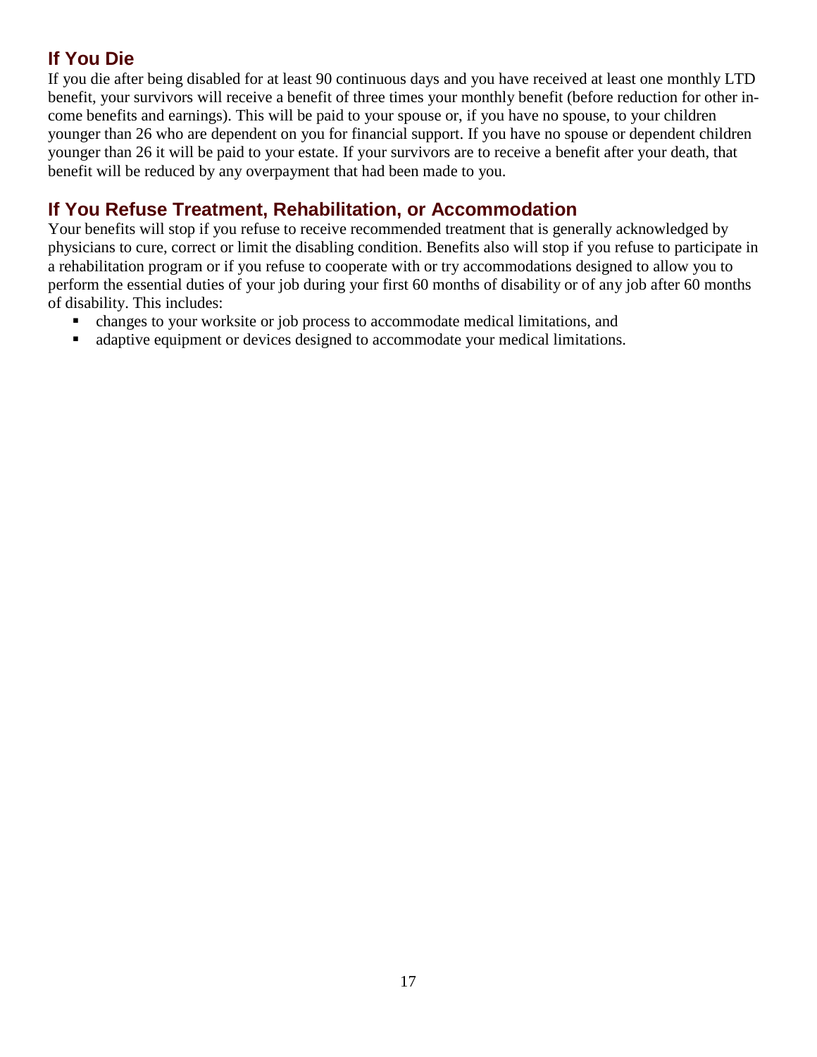## If You Die

If you die after being disabled for at least 90 continuous days and you have received at least one monthly LTD benefit, your survivors will receive a benefit of three times your monthly benefit (before reduction for other income benefits and earnings). This will be paid to your spouse or, if you have no spouse, to your children younger than 26 who are dependent on you for financial support. If you have no spouse or dependent children younger than 26 it will be paid to your estate. If your survivors are to receive a benefit after your death, that benefit will be reduced by any overpayment that had been made to you.

## If You Refuse Treatment, Rehabilitation, or Accommodation

Your benefits will stop if you refuse to receive recommended treatment that is generally acknowledged by physicians to cure, correct or limit the disabling condition. Benefits also will stop if you refuse to participate in a rehabilitation program or if you refuse to cooperate with or try accommodations designed to allow you to perform the essential duties of your job during your first 60 months of disability or of any job after 60 months of disability. This includes:

- changes to your worksite or job process to accommodate medical limitations, and
- adaptive equipment or devices designed to accommodate your medical limitations.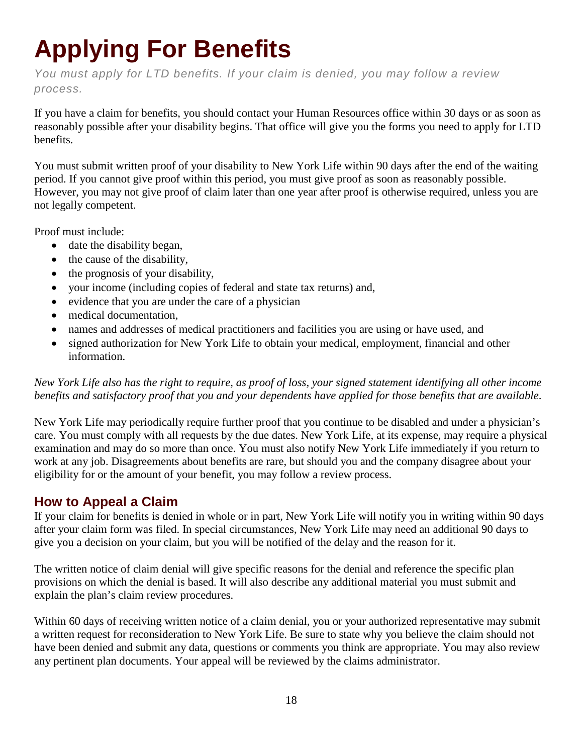# Applying For Benefits

*You must apply for LTD benefits. If your claim is denied, you may follow a review process.*

If you have a claim for benefits, you should contact your Human Resources office within 30 days or as soon as reasonably possible after your disability begins. That office will give you the forms you need to apply for LTD benefits.

You must submit written proof of your disability to New York Life within 90 days after the end of the waiting period. If you cannot give proof within this period, you must give proof as soon as reasonably possible. However, you may not give proof of claim later than one year after proof is otherwise required, unless you are not legally competent.

Proof must include:

- date the disability began,
- the cause of the disability,
- the prognosis of your disability,
- your income (including copies of federal and state tax returns) and,
- evidence that you are under the care of a physician
- medical documentation,
- names and addresses of medical practitioners and facilities you are using or have used, and
- signed authorization for New York Life to obtain your medical, employment, financial and other information.

*New York Life also has the right to require, as proof of loss, your signed statement identifying all other income benefits and satisfactory proof that you and your dependents have applied for those benefits that are available.*

New York Life may periodically require further proof that you continue to be disabled and under a physician's care. You must comply with all requests by the due dates. New York Life, at its expense, may require a physical examination and may do so more than once. You must also notify New York Life immediately if you return to work at any job. Disagreements about benefits are rare, but should you and the company disagree about your eligibility for or the amount of your benefit, you may follow a review process.

## How to Appeal a Claim

If your claim for benefits is denied in whole or in part, New York Life will notify you in writing within 90 days after your claim form was filed. In special circumstances, New York Life may need an additional 90 days to give you a decision on your claim, but you will be notified of the delay and the reason for it.

The written notice of claim denial will give specific reasons for the denial and reference the specific plan provisions on which the denial is based. It will also describe any additional material you must submit and explain the plan's claim review procedures.

Within 60 days of receiving written notice of a claim denial, you or your authorized representative may submit a written request for reconsideration to New York Life. Be sure to state why you believe the claim should not have been denied and submit any data, questions or comments you think are appropriate. You may also review any pertinent plan documents. Your appeal will be reviewed by the claims administrator.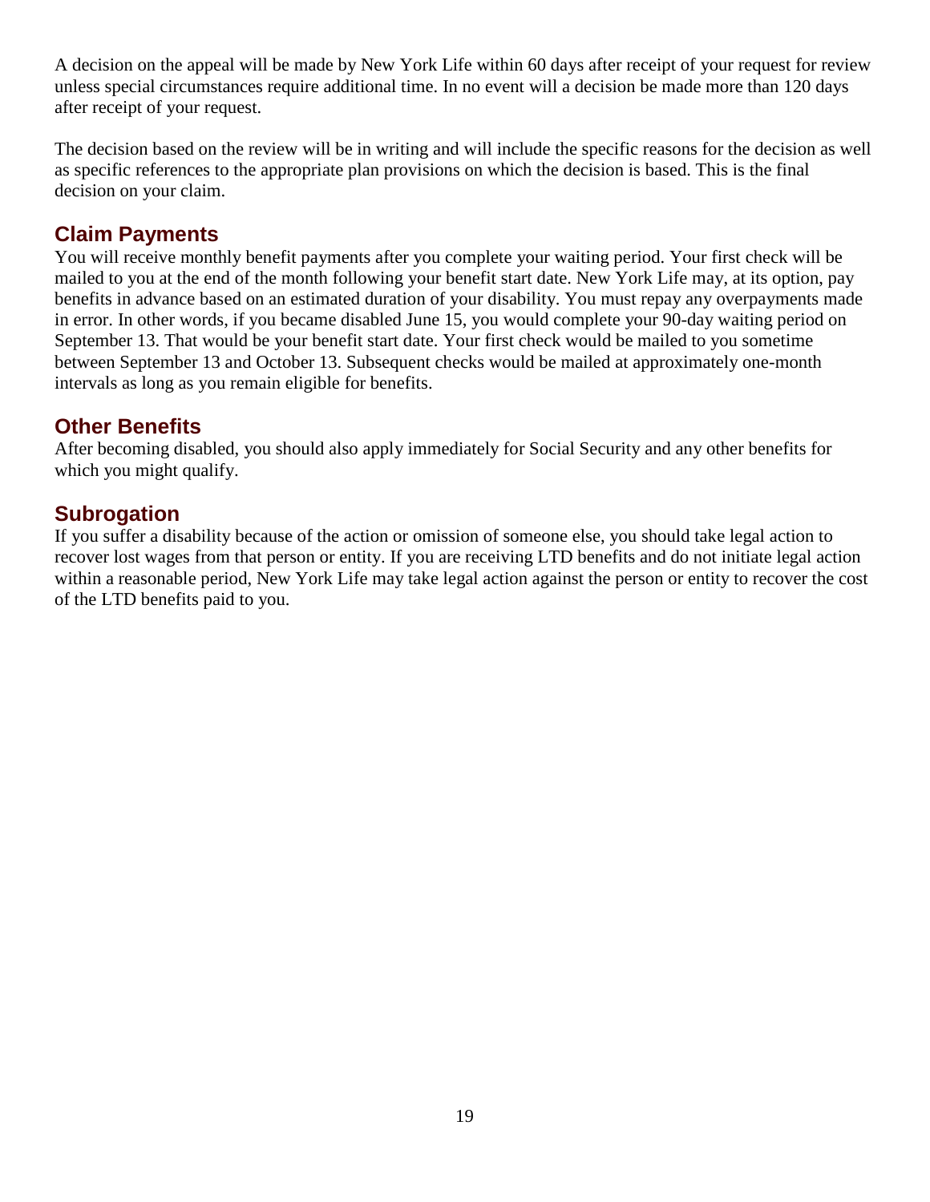A decision on the appeal will be made by New York Life within 60 days after receipt of your request for review unless special circumstances require additional time. In no event will a decision be made more than 120 days after receipt of your request.

The decision based on the review will be in writing and will include the specific reasons for the decision as well as specific references to the appropriate plan provisions on which the decision is based. This is the final decision on your claim.

## Claim Payments

You will receive monthly benefit payments after you complete your waiting period. Your first check will be mailed to you at the end of the month following your benefit start date. New York Life may, at its option, pay benefits in advance based on an estimated duration of your disability. You must repay any overpayments made in error. In other words, if you became disabled June 15, you would complete your 90-day waiting period on September 13. That would be your benefit start date. Your first check would be mailed to you sometime between September 13 and October 13. Subsequent checks would be mailed at approximately one-month intervals as long as you remain eligible for benefits.

## Other Benefits

After becoming disabled, you should also apply immediately for Social Security and any other benefits for which you might qualify.

## Subrogation

If you suffer a disability because of the action or omission of someone else, you should take legal action to recover lost wages from that person or entity. If you are receiving LTD benefits and do not initiate legal action within a reasonable period, New York Life may take legal action against the person or entity to recover the cost of the LTD benefits paid to you.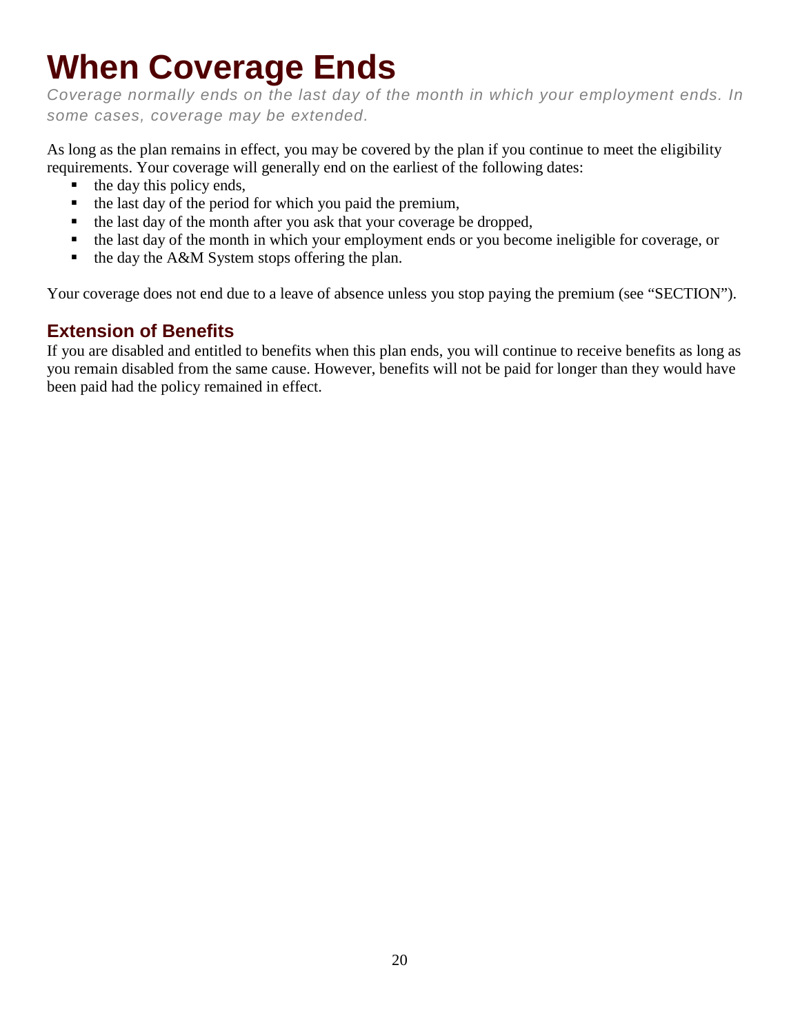# When Coverage Ends

*Coverage normally ends on the last day of the month in which your employment ends. In some cases, coverage may be extended.*

As long as the plan remains in effect, you may be covered by the plan if you continue to meet the eligibility requirements. Your coverage will generally end on the earliest of the following dates:

- the day this policy ends,
- the last day of the period for which you paid the premium,
- the last day of the month after you ask that your coverage be dropped,
- the last day of the month in which your employment ends or you become ineligible for coverage, or
- the day the A&M System stops offering the plan.

Your coverage does not end due to a leave of absence unless you stop paying the premium (see "SECTION").

## Extension of Benefits

If you are disabled and entitled to benefits when this plan ends, you will continue to receive benefits as long as you remain disabled from the same cause. However, benefits will not be paid for longer than they would have been paid had the policy remained in effect.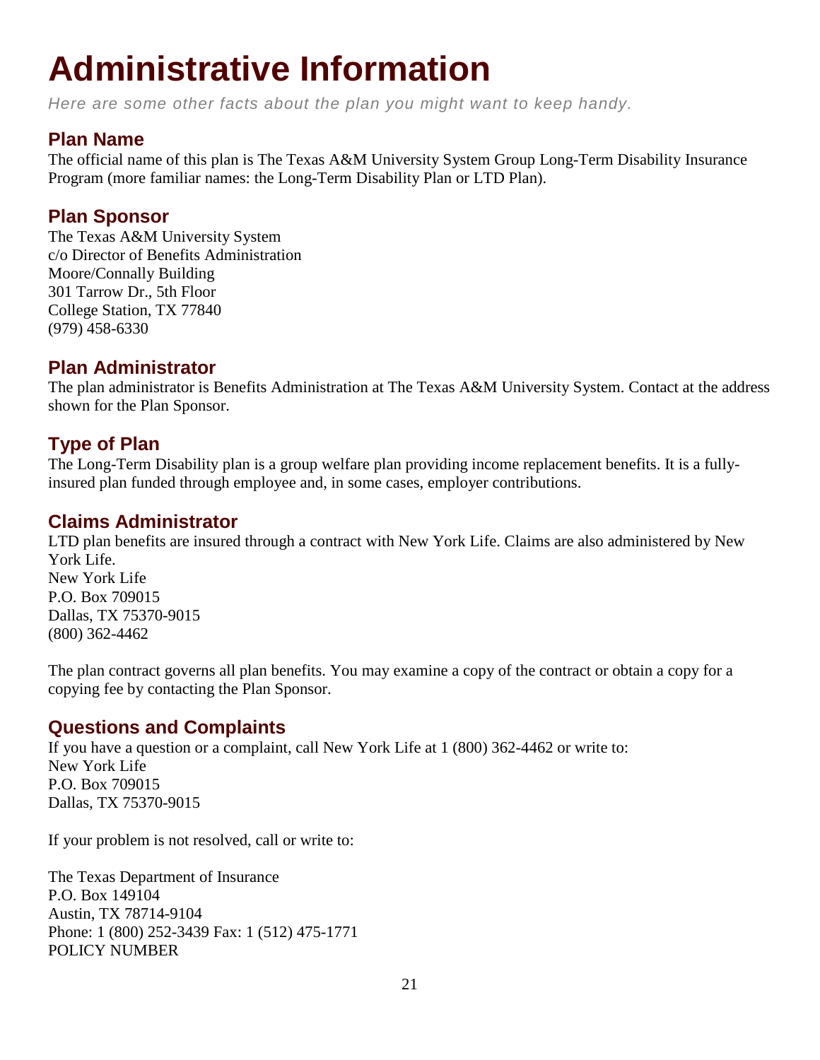# Administrative Information

*Here are some other facts about the plan you might want to keep handy.*

## Plan Name

The official name of this plan is The Texas A&M University System Group Long-Term Disability Insurance Program (more familiar names: the Long-Term Disability Plan or LTD Plan).

## Plan Sponsor

The Texas A&M University System  
c/o Director of Benefits Administration  
Moore/Connally Building  
301 Tarrow Dr., 5th Floor  
College Station, TX 77840  
(979) 458-6330

## Plan Administrator

The plan administrator is Benefits Administration at The Texas A&M University System. Contact at the address shown for the Plan Sponsor.

## Type of Plan

The Long-Term Disability plan is a group welfare plan providing income replacement benefits. It is a fully-insured plan funded through employee and, in some cases, employer contributions.

## Claims Administrator

LTD plan benefits are insured through a contract with New York Life. Claims are also administered by New York Life.  
New York Life  
P.O. Box 709015  
Dallas, TX 75370-9015  
(800) 362-4462

The plan contract governs all plan benefits. You may examine a copy of the contract or obtain a copy for a copying fee by contacting the Plan Sponsor.

## Questions and Complaints

If you have a question or a complaint, call New York Life at 1 (800) 362-4462 or write to:  
New York Life  
P.O. Box 709015  
Dallas, TX 75370-9015

If your problem is not resolved, call or write to:

The Texas Department of Insurance  
P.O. Box 149104  
Austin, TX 78714-9104  
Phone: 1 (800) 252-3439 Fax: 1 (512) 475-1771  
POLICY NUMBER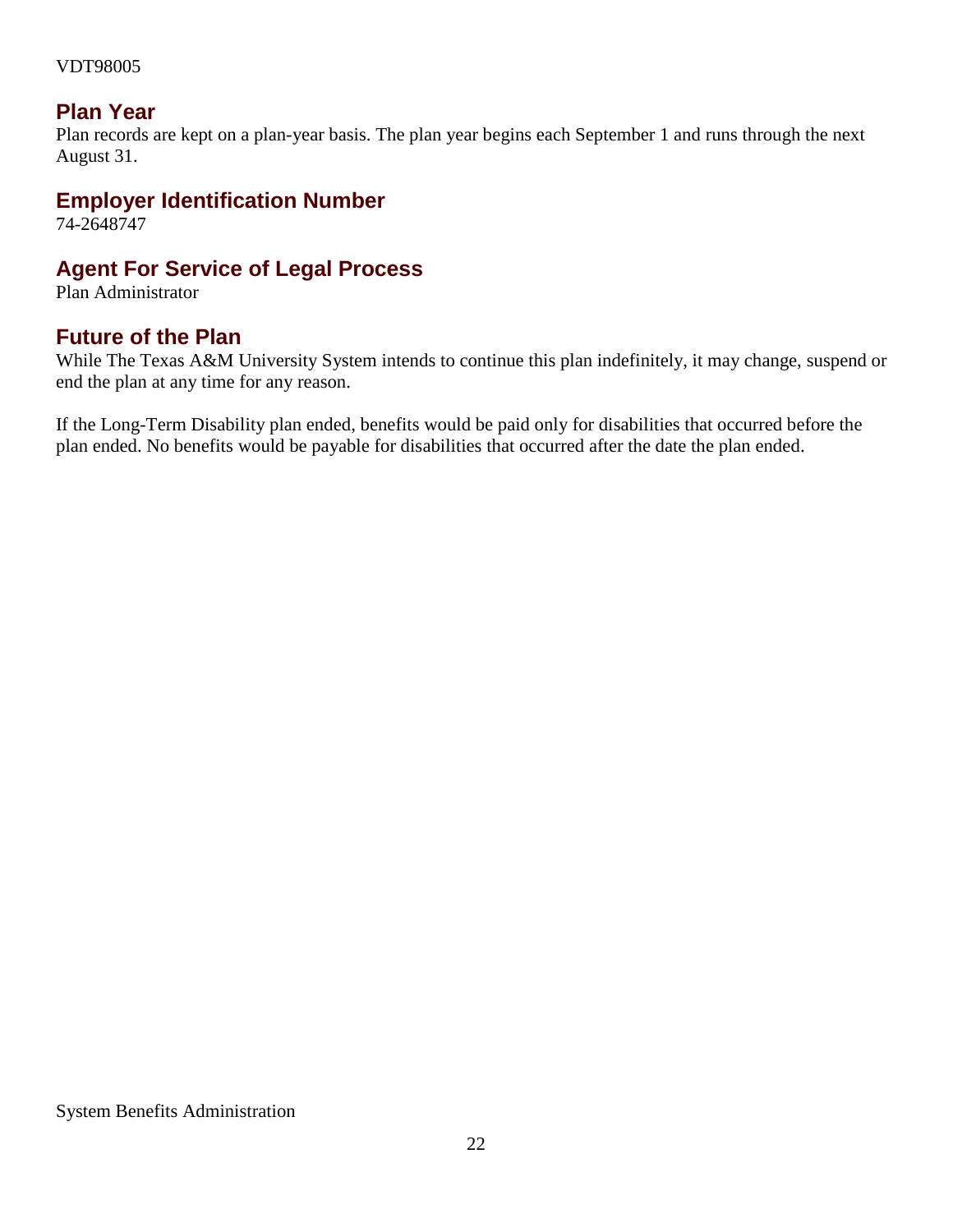VDT98005

## Plan Year

Plan records are kept on a plan-year basis. The plan year begins each September 1 and runs through the next August 31.

## Employer Identification Number

74-2648747

## Agent For Service of Legal Process

Plan Administrator

## Future of the Plan

While The Texas A&M University System intends to continue this plan indefinitely, it may change, suspend or end the plan at any time for any reason.

If the Long-Term Disability plan ended, benefits would be paid only for disabilities that occurred before the plan ended. No benefits would be payable for disabilities that occurred after the date the plan ended.

System Benefits Administration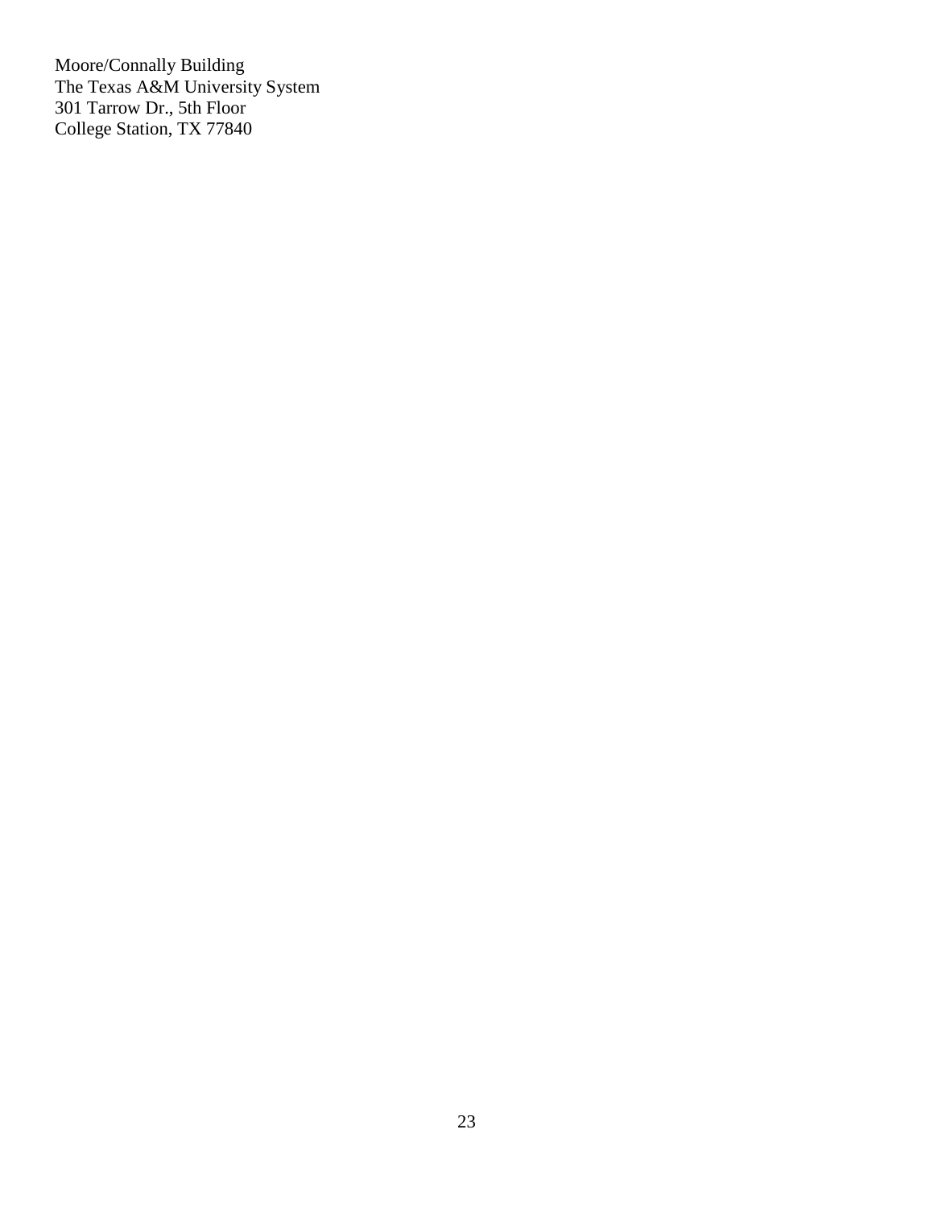Moore/Connally Building
The Texas A&M University System
301 Tarrow Dr., 5th Floor
College Station, TX 77840